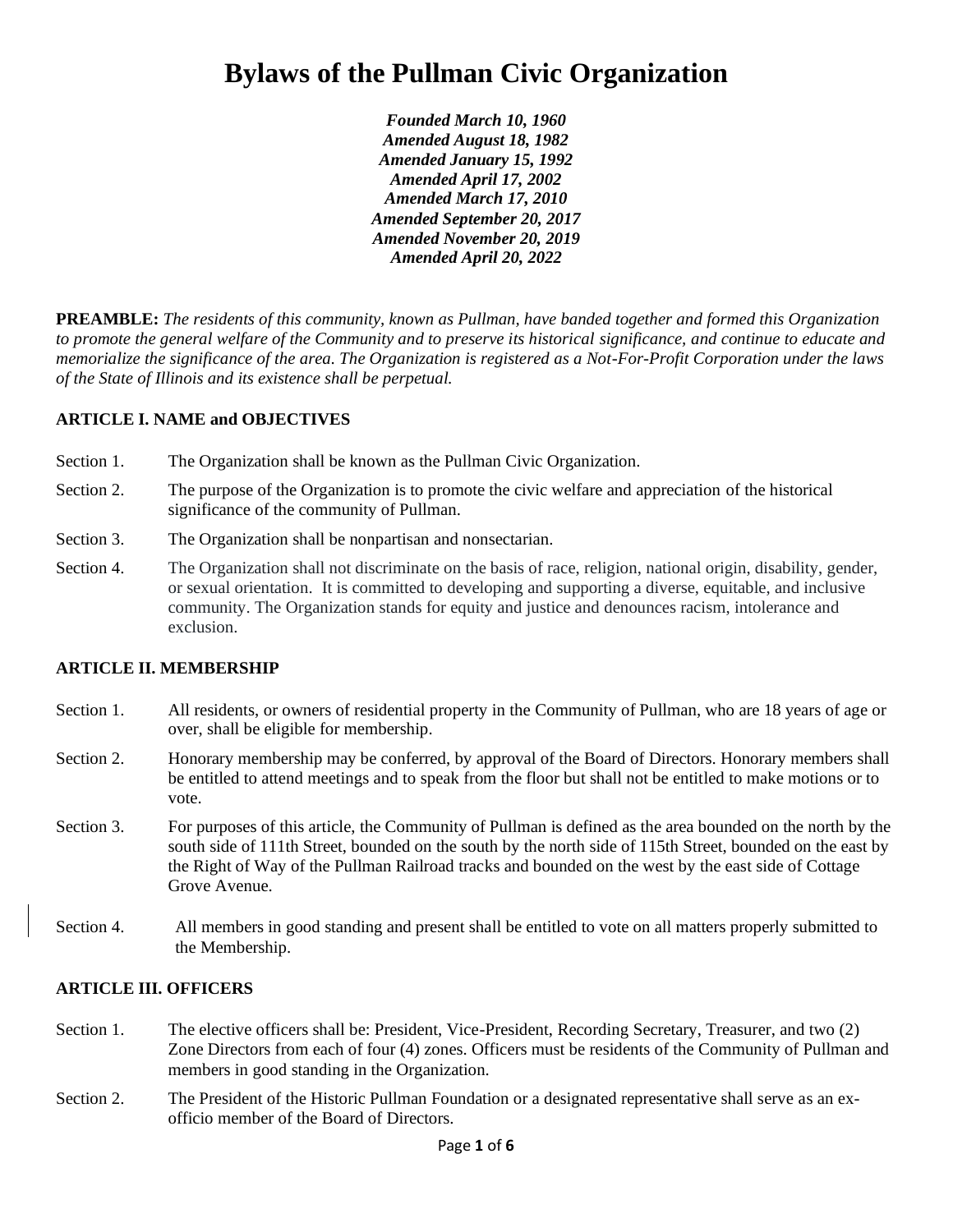# Bylaws of the Pullman Civic Organization

***Founded March 10, 1960***
***Amended August 18, 1982***
***Amended January 15, 1992***
***Amended April 17, 2002***
***Amended March 17, 2010***
***Amended September 20, 2017***
***Amended November 20, 2019***
***Amended April 20, 2022***

**PREAMBLE:** *The residents of this community, known as Pullman, have banded together and formed this Organization to promote the general welfare of the Community and to preserve its historical significance, and continue to educate and memorialize the significance of the area. The Organization is registered as a Not-For-Profit Corporation under the laws of the State of Illinois and its existence shall be perpetual.*

### ARTICLE I. NAME and OBJECTIVES

Section 1. The Organization shall be known as the Pullman Civic Organization.

Section 2. The purpose of the Organization is to promote the civic welfare and appreciation of the historical significance of the community of Pullman.

Section 3. The Organization shall be nonpartisan and nonsectarian.

Section 4. The Organization shall not discriminate on the basis of race, religion, national origin, disability, gender, or sexual orientation. It is committed to developing and supporting a diverse, equitable, and inclusive community. The Organization stands for equity and justice and denounces racism, intolerance and exclusion.

### ARTICLE II. MEMBERSHIP

Section 1. All residents, or owners of residential property in the Community of Pullman, who are 18 years of age or over, shall be eligible for membership.

Section 2. Honorary membership may be conferred, by approval of the Board of Directors. Honorary members shall be entitled to attend meetings and to speak from the floor but shall not be entitled to make motions or to vote.

Section 3. For purposes of this article, the Community of Pullman is defined as the area bounded on the north by the south side of 111th Street, bounded on the south by the north side of 115th Street, bounded on the east by the Right of Way of the Pullman Railroad tracks and bounded on the west by the east side of Cottage Grove Avenue.

Section 4. All members in good standing and present shall be entitled to vote on all matters properly submitted to the Membership.

### ARTICLE III. OFFICERS

Section 1. The elective officers shall be: President, Vice-President, Recording Secretary, Treasurer, and two (2) Zone Directors from each of four (4) zones. Officers must be residents of the Community of Pullman and members in good standing in the Organization.

Section 2. The President of the Historic Pullman Foundation or a designated representative shall serve as an ex-officio member of the Board of Directors.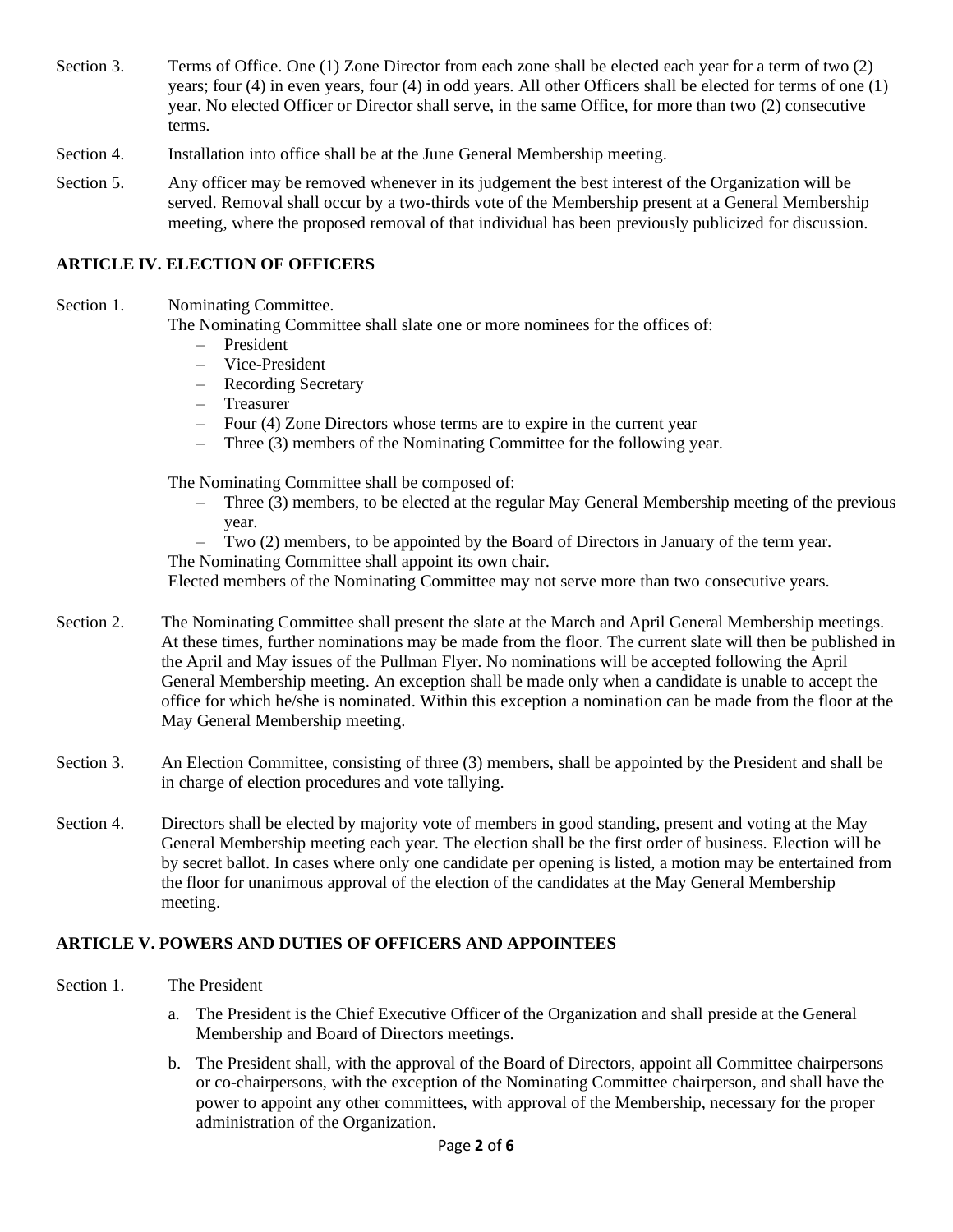Section 3. Terms of Office. One (1) Zone Director from each zone shall be elected each year for a term of two (2) years; four (4) in even years, four (4) in odd years. All other Officers shall be elected for terms of one (1) year. No elected Officer or Director shall serve, in the same Office, for more than two (2) consecutive terms.

Section 4. Installation into office shall be at the June General Membership meeting.

Section 5. Any officer may be removed whenever in its judgement the best interest of the Organization will be served. Removal shall occur by a two-thirds vote of the Membership present at a General Membership meeting, where the proposed removal of that individual has been previously publicized for discussion.

## ARTICLE IV. ELECTION OF OFFICERS

Section 1. Nominating Committee.

The Nominating Committee shall slate one or more nominees for the offices of:

- President
- Vice-President
- Recording Secretary
- Treasurer
- Four (4) Zone Directors whose terms are to expire in the current year
- Three (3) members of the Nominating Committee for the following year.

The Nominating Committee shall be composed of:

- Three (3) members, to be elected at the regular May General Membership meeting of the previous year.
- Two (2) members, to be appointed by the Board of Directors in January of the term year.

The Nominating Committee shall appoint its own chair.

Elected members of the Nominating Committee may not serve more than two consecutive years.

Section 2. The Nominating Committee shall present the slate at the March and April General Membership meetings. At these times, further nominations may be made from the floor. The current slate will then be published in the April and May issues of the Pullman Flyer. No nominations will be accepted following the April General Membership meeting. An exception shall be made only when a candidate is unable to accept the office for which he/she is nominated. Within this exception a nomination can be made from the floor at the May General Membership meeting.

Section 3. An Election Committee, consisting of three (3) members, shall be appointed by the President and shall be in charge of election procedures and vote tallying.

Section 4. Directors shall be elected by majority vote of members in good standing, present and voting at the May General Membership meeting each year. The election shall be the first order of business. Election will be by secret ballot. In cases where only one candidate per opening is listed, a motion may be entertained from the floor for unanimous approval of the election of the candidates at the May General Membership meeting.

## ARTICLE V. POWERS AND DUTIES OF OFFICERS AND APPOINTEES

Section 1. The President

a. The President is the Chief Executive Officer of the Organization and shall preside at the General Membership and Board of Directors meetings.

b. The President shall, with the approval of the Board of Directors, appoint all Committee chairpersons or co-chairpersons, with the exception of the Nominating Committee chairperson, and shall have the power to appoint any other committees, with approval of the Membership, necessary for the proper administration of the Organization.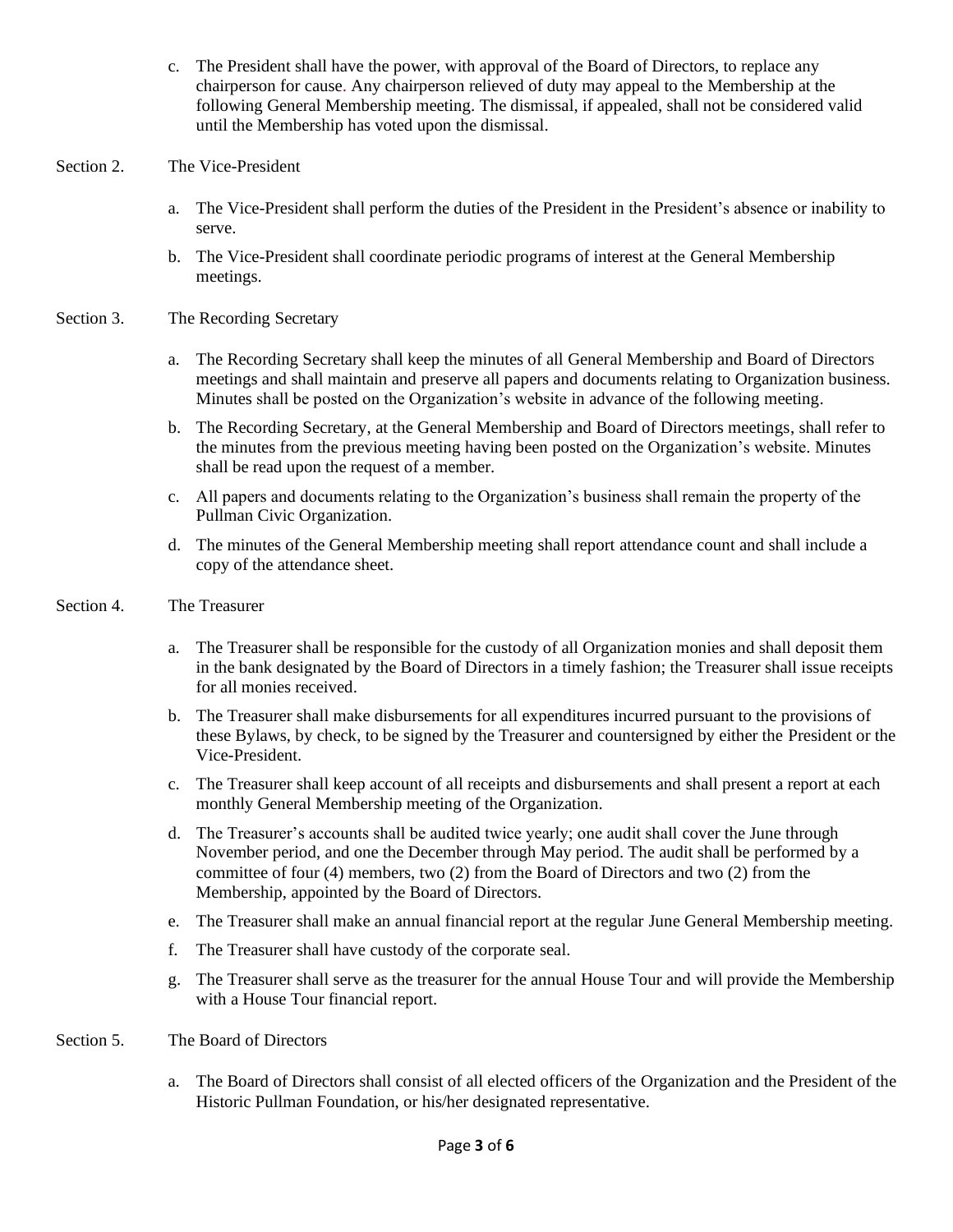c. The President shall have the power, with approval of the Board of Directors, to replace any chairperson for cause. Any chairperson relieved of duty may appeal to the Membership at the following General Membership meeting. The dismissal, if appealed, shall not be considered valid until the Membership has voted upon the dismissal.

Section 2. The Vice-President

a. The Vice-President shall perform the duties of the President in the President's absence or inability to serve.

b. The Vice-President shall coordinate periodic programs of interest at the General Membership meetings.

Section 3. The Recording Secretary

a. The Recording Secretary shall keep the minutes of all General Membership and Board of Directors meetings and shall maintain and preserve all papers and documents relating to Organization business. Minutes shall be posted on the Organization's website in advance of the following meeting.

b. The Recording Secretary, at the General Membership and Board of Directors meetings, shall refer to the minutes from the previous meeting having been posted on the Organization's website. Minutes shall be read upon the request of a member.

c. All papers and documents relating to the Organization's business shall remain the property of the Pullman Civic Organization.

d. The minutes of the General Membership meeting shall report attendance count and shall include a copy of the attendance sheet.

Section 4. The Treasurer

a. The Treasurer shall be responsible for the custody of all Organization monies and shall deposit them in the bank designated by the Board of Directors in a timely fashion; the Treasurer shall issue receipts for all monies received.

b. The Treasurer shall make disbursements for all expenditures incurred pursuant to the provisions of these Bylaws, by check, to be signed by the Treasurer and countersigned by either the President or the Vice-President.

c. The Treasurer shall keep account of all receipts and disbursements and shall present a report at each monthly General Membership meeting of the Organization.

d. The Treasurer's accounts shall be audited twice yearly; one audit shall cover the June through November period, and one the December through May period. The audit shall be performed by a committee of four (4) members, two (2) from the Board of Directors and two (2) from the Membership, appointed by the Board of Directors.

e. The Treasurer shall make an annual financial report at the regular June General Membership meeting.

f. The Treasurer shall have custody of the corporate seal.

g. The Treasurer shall serve as the treasurer for the annual House Tour and will provide the Membership with a House Tour financial report.

Section 5. The Board of Directors

a. The Board of Directors shall consist of all elected officers of the Organization and the President of the Historic Pullman Foundation, or his/her designated representative.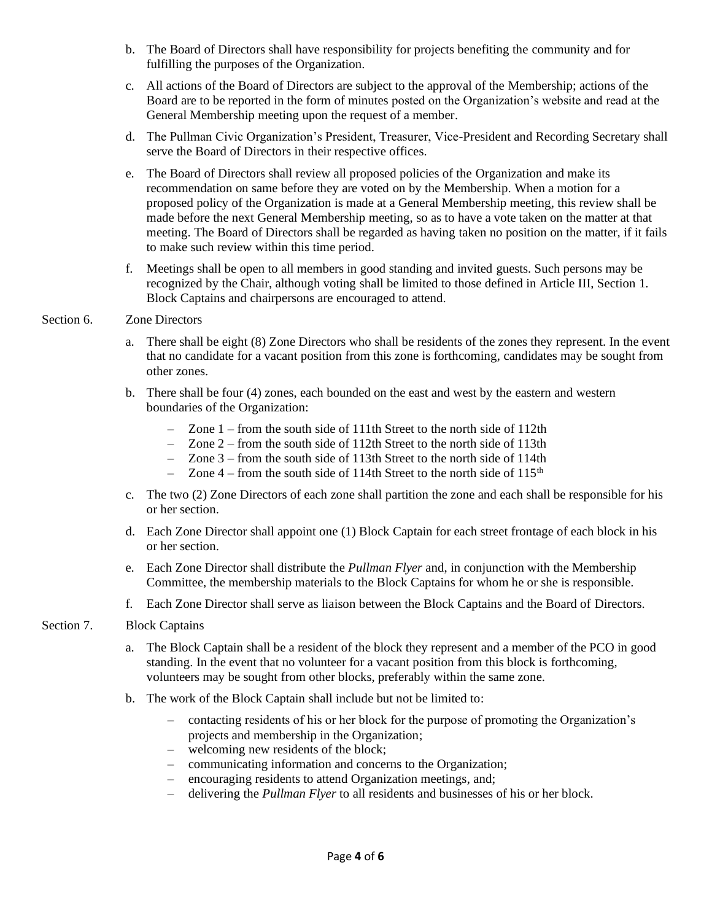b. The Board of Directors shall have responsibility for projects benefiting the community and for fulfilling the purposes of the Organization.

c. All actions of the Board of Directors are subject to the approval of the Membership; actions of the Board are to be reported in the form of minutes posted on the Organization's website and read at the General Membership meeting upon the request of a member.

d. The Pullman Civic Organization's President, Treasurer, Vice-President and Recording Secretary shall serve the Board of Directors in their respective offices.

e. The Board of Directors shall review all proposed policies of the Organization and make its recommendation on same before they are voted on by the Membership. When a motion for a proposed policy of the Organization is made at a General Membership meeting, this review shall be made before the next General Membership meeting, so as to have a vote taken on the matter at that meeting. The Board of Directors shall be regarded as having taken no position on the matter, if it fails to make such review within this time period.

f. Meetings shall be open to all members in good standing and invited guests. Such persons may be recognized by the Chair, although voting shall be limited to those defined in Article III, Section 1. Block Captains and chairpersons are encouraged to attend.

Section 6. Zone Directors

a. There shall be eight (8) Zone Directors who shall be residents of the zones they represent. In the event that no candidate for a vacant position from this zone is forthcoming, candidates may be sought from other zones.

b. There shall be four (4) zones, each bounded on the east and west by the eastern and western boundaries of the Organization:

- Zone 1 – from the south side of 111th Street to the north side of 112th
- Zone 2 – from the south side of 112th Street to the north side of 113th
- Zone 3 – from the south side of 113th Street to the north side of 114th
- Zone 4 – from the south side of 114th Street to the north side of 115th

c. The two (2) Zone Directors of each zone shall partition the zone and each shall be responsible for his or her section.

d. Each Zone Director shall appoint one (1) Block Captain for each street frontage of each block in his or her section.

e. Each Zone Director shall distribute the *Pullman Flyer* and, in conjunction with the Membership Committee, the membership materials to the Block Captains for whom he or she is responsible.

f. Each Zone Director shall serve as liaison between the Block Captains and the Board of Directors.

Section 7. Block Captains

a. The Block Captain shall be a resident of the block they represent and a member of the PCO in good standing. In the event that no volunteer for a vacant position from this block is forthcoming, volunteers may be sought from other blocks, preferably within the same zone.

b. The work of the Block Captain shall include but not be limited to:

- contacting residents of his or her block for the purpose of promoting the Organization's projects and membership in the Organization;
- welcoming new residents of the block;
- communicating information and concerns to the Organization;
- encouraging residents to attend Organization meetings, and;
- delivering the *Pullman Flyer* to all residents and businesses of his or her block.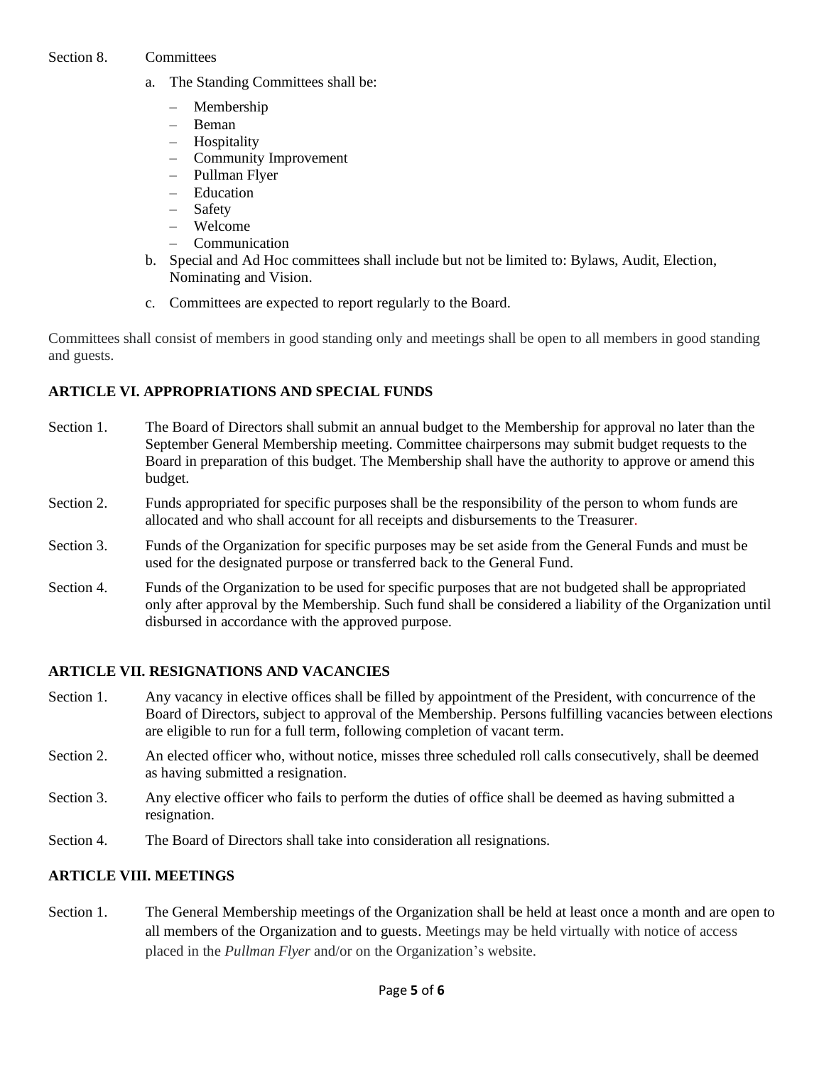Section 8. Committees

a. The Standing Committees shall be:

   - Membership
   - Beman
   - Hospitality
   - Community Improvement
   - Pullman Flyer
   - Education
   - Safety
   - Welcome
   - Communication

b. Special and Ad Hoc committees shall include but not be limited to: Bylaws, Audit, Election, Nominating and Vision.

c. Committees are expected to report regularly to the Board.

Committees shall consist of members in good standing only and meetings shall be open to all members in good standing and guests.

## ARTICLE VI. APPROPRIATIONS AND SPECIAL FUNDS

Section 1. The Board of Directors shall submit an annual budget to the Membership for approval no later than the September General Membership meeting. Committee chairpersons may submit budget requests to the Board in preparation of this budget. The Membership shall have the authority to approve or amend this budget.

Section 2. Funds appropriated for specific purposes shall be the responsibility of the person to whom funds are allocated and who shall account for all receipts and disbursements to the Treasurer.

Section 3. Funds of the Organization for specific purposes may be set aside from the General Funds and must be used for the designated purpose or transferred back to the General Fund.

Section 4. Funds of the Organization to be used for specific purposes that are not budgeted shall be appropriated only after approval by the Membership. Such fund shall be considered a liability of the Organization until disbursed in accordance with the approved purpose.

## ARTICLE VII. RESIGNATIONS AND VACANCIES

Section 1. Any vacancy in elective offices shall be filled by appointment of the President, with concurrence of the Board of Directors, subject to approval of the Membership. Persons fulfilling vacancies between elections are eligible to run for a full term, following completion of vacant term.

Section 2. An elected officer who, without notice, misses three scheduled roll calls consecutively, shall be deemed as having submitted a resignation.

Section 3. Any elective officer who fails to perform the duties of office shall be deemed as having submitted a resignation.

Section 4. The Board of Directors shall take into consideration all resignations.

## ARTICLE VIII. MEETINGS

Section 1. The General Membership meetings of the Organization shall be held at least once a month and are open to all members of the Organization and to guests. Meetings may be held virtually with notice of access placed in the *Pullman Flyer* and/or on the Organization's website.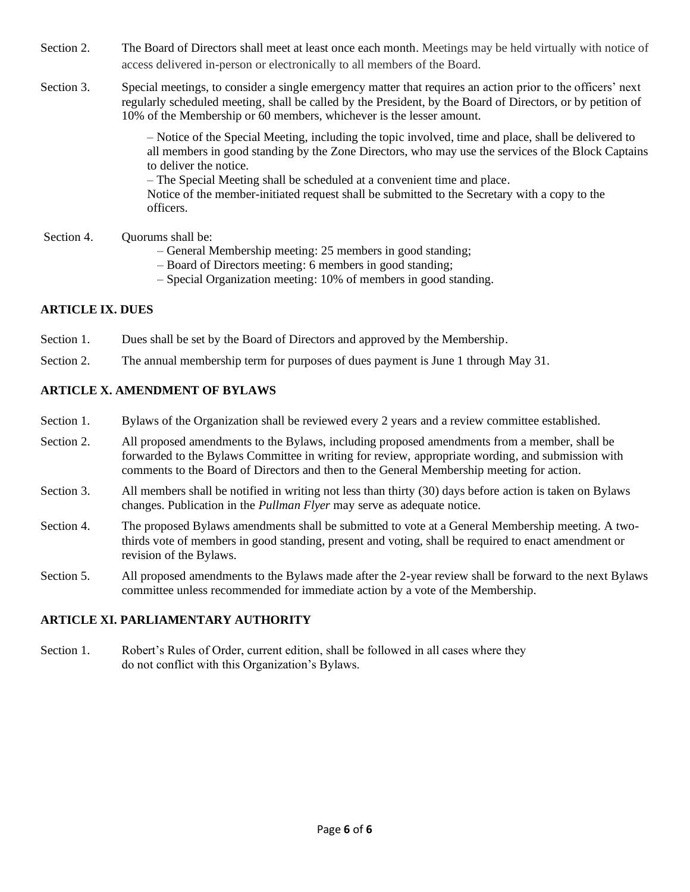Section 2. The Board of Directors shall meet at least once each month. Meetings may be held virtually with notice of access delivered in-person or electronically to all members of the Board.

Section 3. Special meetings, to consider a single emergency matter that requires an action prior to the officers' next regularly scheduled meeting, shall be called by the President, by the Board of Directors, or by petition of 10% of the Membership or 60 members, whichever is the lesser amount.

– Notice of the Special Meeting, including the topic involved, time and place, shall be delivered to all members in good standing by the Zone Directors, who may use the services of the Block Captains to deliver the notice.
– The Special Meeting shall be scheduled at a convenient time and place.
Notice of the member-initiated request shall be submitted to the Secretary with a copy to the officers.

Section 4. Quorums shall be:
– General Membership meeting: 25 members in good standing;
– Board of Directors meeting: 6 members in good standing;
– Special Organization meeting: 10% of members in good standing.

### ARTICLE IX. DUES

Section 1. Dues shall be set by the Board of Directors and approved by the Membership.

Section 2. The annual membership term for purposes of dues payment is June 1 through May 31.

### ARTICLE X. AMENDMENT OF BYLAWS

Section 1. Bylaws of the Organization shall be reviewed every 2 years and a review committee established.

Section 2. All proposed amendments to the Bylaws, including proposed amendments from a member, shall be forwarded to the Bylaws Committee in writing for review, appropriate wording, and submission with comments to the Board of Directors and then to the General Membership meeting for action.

Section 3. All members shall be notified in writing not less than thirty (30) days before action is taken on Bylaws changes. Publication in the *Pullman Flyer* may serve as adequate notice.

Section 4. The proposed Bylaws amendments shall be submitted to vote at a General Membership meeting. A two-thirds vote of members in good standing, present and voting, shall be required to enact amendment or revision of the Bylaws.

Section 5. All proposed amendments to the Bylaws made after the 2-year review shall be forward to the next Bylaws committee unless recommended for immediate action by a vote of the Membership.

### ARTICLE XI. PARLIAMENTARY AUTHORITY

Section 1. Robert's Rules of Order, current edition, shall be followed in all cases where they do not conflict with this Organization's Bylaws.